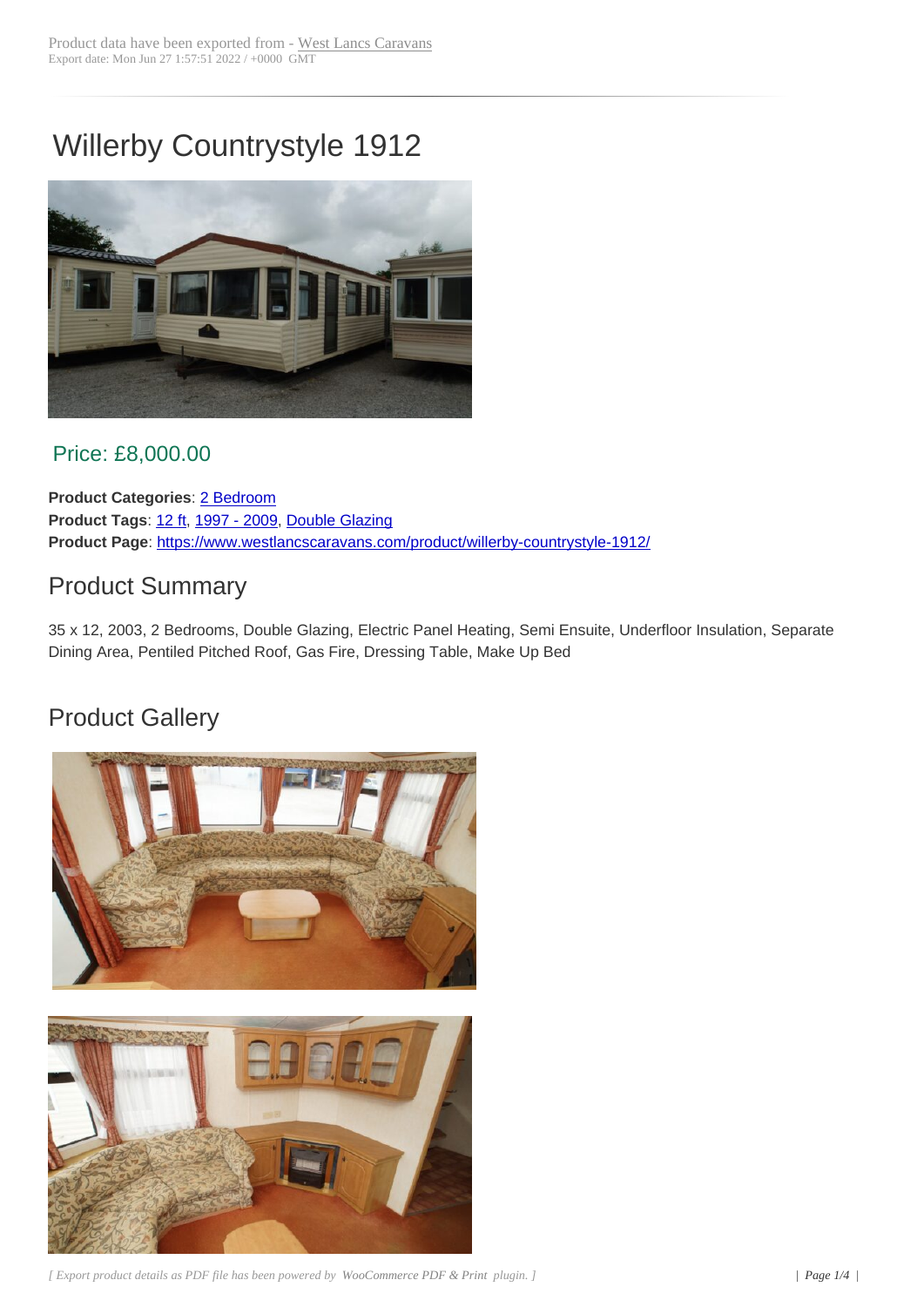Product data have been exported from - West Lancs Caravans
Export date: Mon Jun 27 1:57:51 2022 / +0000 GMT

# Willerby Countrystyle 1912

## Price: £8,000.00

**Product Categories**: 2 Bedroom
**Product Tags**: 12 ft, 1997 - 2009, Double Glazing
**Product Page**: https://www.westlancscaravans.com/product/willerby-countrystyle-1912/

## Product Summary

35 x 12, 2003, 2 Bedrooms, Double Glazing, Electric Panel Heating, Semi Ensuite, Underfloor Insulation, Separate Dining Area, Pentiled Pitched Roof, Gas Fire, Dressing Table, Make Up Bed

## Product Gallery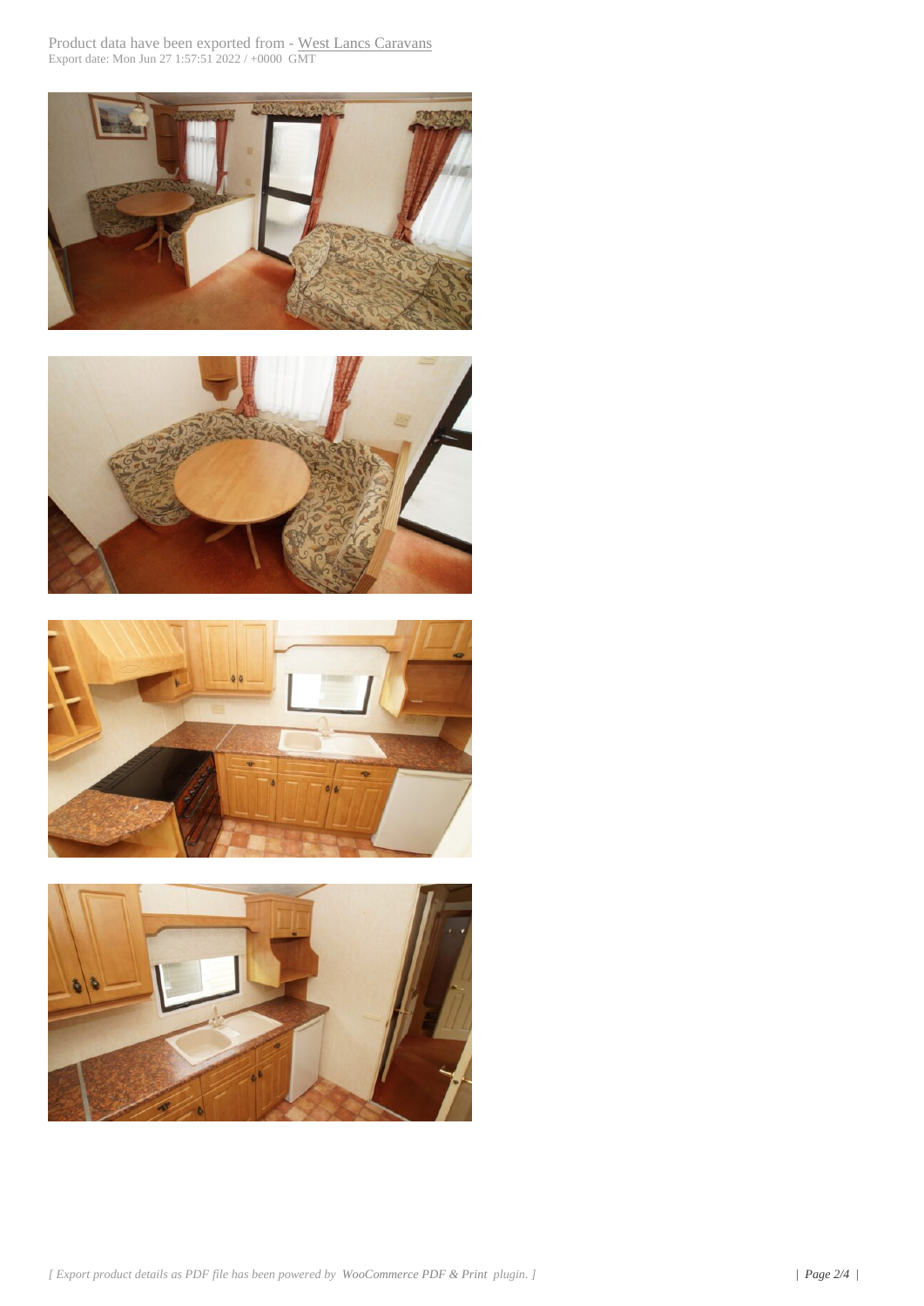Product data have been exported from - West Lancs Caravans
Export date: Mon Jun 27 1:57:51 2022 / +0000 GMT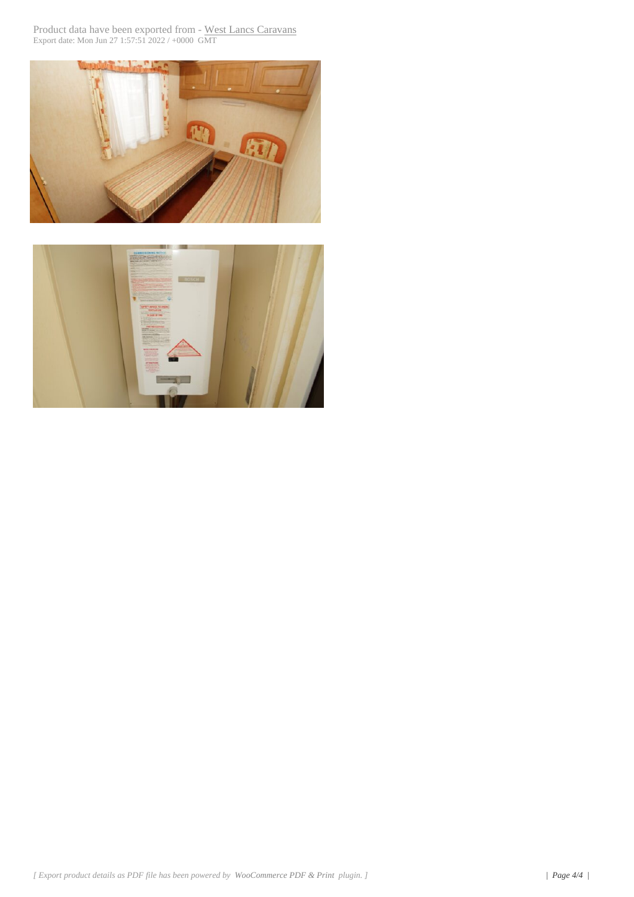Product data have been exported from - West Lancs Caravans
Export date: Mon Jun 27 1:57:51 2022 / +0000 GMT